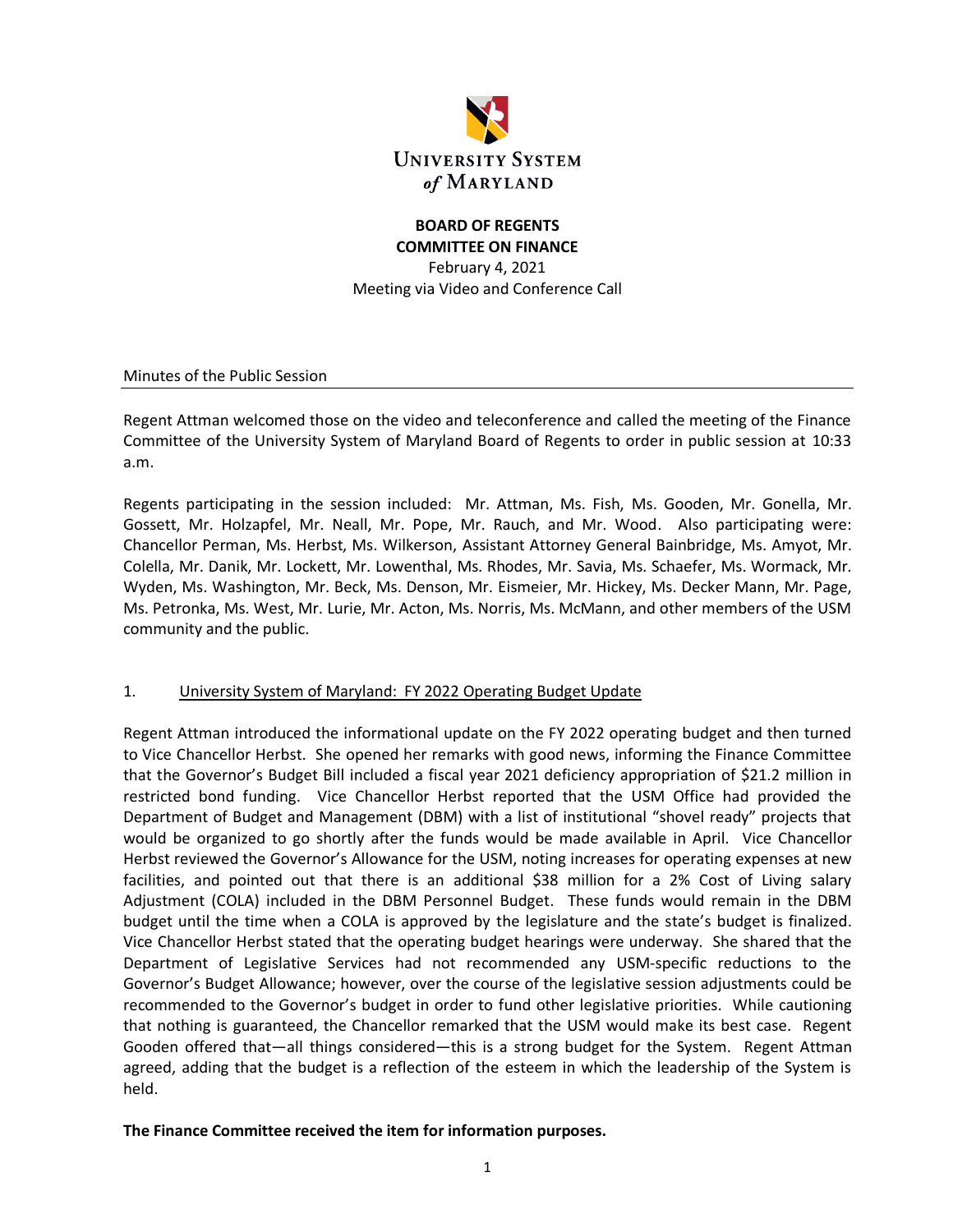**UNIVERSITY SYSTEM of MARYLAND**

**BOARD OF REGENTS**
**COMMITTEE ON FINANCE**
February 4, 2021
Meeting via Video and Conference Call

Minutes of the Public Session

---

Regent Attman welcomed those on the video and teleconference and called the meeting of the Finance Committee of the University System of Maryland Board of Regents to order in public session at 10:33 a.m.

Regents participating in the session included: Mr. Attman, Ms. Fish, Ms. Gooden, Mr. Gonella, Mr. Gossett, Mr. Holzapfel, Mr. Neall, Mr. Pope, Mr. Rauch, and Mr. Wood. Also participating were: Chancellor Perman, Ms. Herbst, Ms. Wilkerson, Assistant Attorney General Bainbridge, Ms. Amyot, Mr. Colella, Mr. Danik, Mr. Lockett, Mr. Lowenthal, Ms. Rhodes, Mr. Savia, Ms. Schaefer, Ms. Wormack, Mr. Wyden, Ms. Washington, Mr. Beck, Ms. Denson, Mr. Eismeier, Mr. Hickey, Ms. Decker Mann, Mr. Page, Ms. Petronka, Ms. West, Mr. Lurie, Mr. Acton, Ms. Norris, Ms. McMann, and other members of the USM community and the public.

1. <u>University System of Maryland: FY 2022 Operating Budget Update</u>

Regent Attman introduced the informational update on the FY 2022 operating budget and then turned to Vice Chancellor Herbst. She opened her remarks with good news, informing the Finance Committee that the Governor's Budget Bill included a fiscal year 2021 deficiency appropriation of $21.2 million in restricted bond funding. Vice Chancellor Herbst reported that the USM Office had provided the Department of Budget and Management (DBM) with a list of institutional "shovel ready" projects that would be organized to go shortly after the funds would be made available in April. Vice Chancellor Herbst reviewed the Governor's Allowance for the USM, noting increases for operating expenses at new facilities, and pointed out that there is an additional $38 million for a 2% Cost of Living salary Adjustment (COLA) included in the DBM Personnel Budget. These funds would remain in the DBM budget until the time when a COLA is approved by the legislature and the state's budget is finalized. Vice Chancellor Herbst stated that the operating budget hearings were underway. She shared that the Department of Legislative Services had not recommended any USM-specific reductions to the Governor's Budget Allowance; however, over the course of the legislative session adjustments could be recommended to the Governor's budget in order to fund other legislative priorities. While cautioning that nothing is guaranteed, the Chancellor remarked that the USM would make its best case. Regent Gooden offered that—all things considered—this is a strong budget for the System. Regent Attman agreed, adding that the budget is a reflection of the esteem in which the leadership of the System is held.

**The Finance Committee received the item for information purposes.**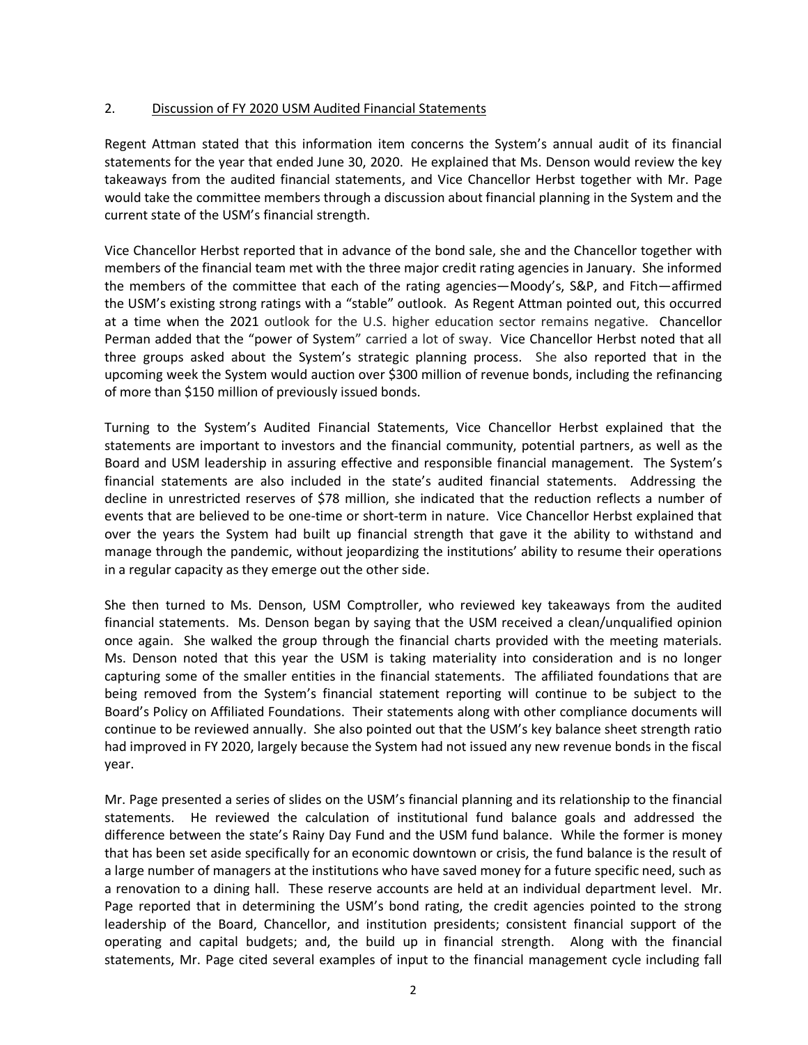2. Discussion of FY 2020 USM Audited Financial Statements

Regent Attman stated that this information item concerns the System's annual audit of its financial statements for the year that ended June 30, 2020. He explained that Ms. Denson would review the key takeaways from the audited financial statements, and Vice Chancellor Herbst together with Mr. Page would take the committee members through a discussion about financial planning in the System and the current state of the USM's financial strength.

Vice Chancellor Herbst reported that in advance of the bond sale, she and the Chancellor together with members of the financial team met with the three major credit rating agencies in January. She informed the members of the committee that each of the rating agencies—Moody's, S&P, and Fitch—affirmed the USM's existing strong ratings with a "stable" outlook. As Regent Attman pointed out, this occurred at a time when the 2021 outlook for the U.S. higher education sector remains negative. Chancellor Perman added that the "power of System" carried a lot of sway. Vice Chancellor Herbst noted that all three groups asked about the System's strategic planning process. She also reported that in the upcoming week the System would auction over $300 million of revenue bonds, including the refinancing of more than $150 million of previously issued bonds.

Turning to the System's Audited Financial Statements, Vice Chancellor Herbst explained that the statements are important to investors and the financial community, potential partners, as well as the Board and USM leadership in assuring effective and responsible financial management. The System's financial statements are also included in the state's audited financial statements. Addressing the decline in unrestricted reserves of $78 million, she indicated that the reduction reflects a number of events that are believed to be one-time or short-term in nature. Vice Chancellor Herbst explained that over the years the System had built up financial strength that gave it the ability to withstand and manage through the pandemic, without jeopardizing the institutions' ability to resume their operations in a regular capacity as they emerge out the other side.

She then turned to Ms. Denson, USM Comptroller, who reviewed key takeaways from the audited financial statements. Ms. Denson began by saying that the USM received a clean/unqualified opinion once again. She walked the group through the financial charts provided with the meeting materials. Ms. Denson noted that this year the USM is taking materiality into consideration and is no longer capturing some of the smaller entities in the financial statements. The affiliated foundations that are being removed from the System's financial statement reporting will continue to be subject to the Board's Policy on Affiliated Foundations. Their statements along with other compliance documents will continue to be reviewed annually. She also pointed out that the USM's key balance sheet strength ratio had improved in FY 2020, largely because the System had not issued any new revenue bonds in the fiscal year.

Mr. Page presented a series of slides on the USM's financial planning and its relationship to the financial statements. He reviewed the calculation of institutional fund balance goals and addressed the difference between the state's Rainy Day Fund and the USM fund balance. While the former is money that has been set aside specifically for an economic downtown or crisis, the fund balance is the result of a large number of managers at the institutions who have saved money for a future specific need, such as a renovation to a dining hall. These reserve accounts are held at an individual department level. Mr. Page reported that in determining the USM's bond rating, the credit agencies pointed to the strong leadership of the Board, Chancellor, and institution presidents; consistent financial support of the operating and capital budgets; and, the build up in financial strength. Along with the financial statements, Mr. Page cited several examples of input to the financial management cycle including fall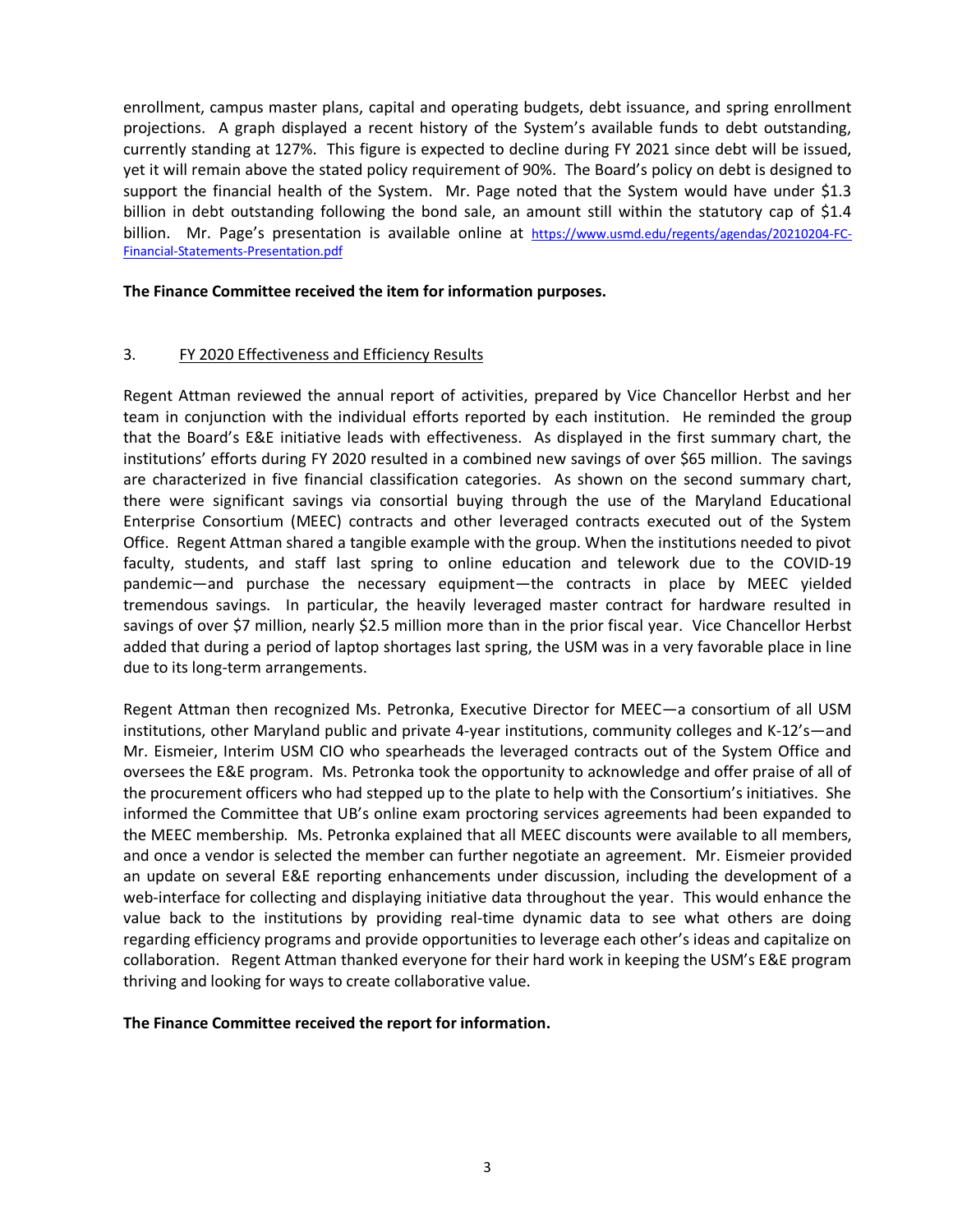enrollment, campus master plans, capital and operating budgets, debt issuance, and spring enrollment projections. A graph displayed a recent history of the System's available funds to debt outstanding, currently standing at 127%. This figure is expected to decline during FY 2021 since debt will be issued, yet it will remain above the stated policy requirement of 90%. The Board's policy on debt is designed to support the financial health of the System. Mr. Page noted that the System would have under $1.3 billion in debt outstanding following the bond sale, an amount still within the statutory cap of $1.4 billion. Mr. Page's presentation is available online at https://www.usmd.edu/regents/agendas/20210204-FC-Financial-Statements-Presentation.pdf

**The Finance Committee received the item for information purposes.**

3. FY 2020 Effectiveness and Efficiency Results

Regent Attman reviewed the annual report of activities, prepared by Vice Chancellor Herbst and her team in conjunction with the individual efforts reported by each institution. He reminded the group that the Board's E&E initiative leads with effectiveness. As displayed in the first summary chart, the institutions' efforts during FY 2020 resulted in a combined new savings of over $65 million. The savings are characterized in five financial classification categories. As shown on the second summary chart, there were significant savings via consortial buying through the use of the Maryland Educational Enterprise Consortium (MEEC) contracts and other leveraged contracts executed out of the System Office. Regent Attman shared a tangible example with the group. When the institutions needed to pivot faculty, students, and staff last spring to online education and telework due to the COVID-19 pandemic—and purchase the necessary equipment—the contracts in place by MEEC yielded tremendous savings. In particular, the heavily leveraged master contract for hardware resulted in savings of over $7 million, nearly $2.5 million more than in the prior fiscal year. Vice Chancellor Herbst added that during a period of laptop shortages last spring, the USM was in a very favorable place in line due to its long-term arrangements.

Regent Attman then recognized Ms. Petronka, Executive Director for MEEC—a consortium of all USM institutions, other Maryland public and private 4-year institutions, community colleges and K-12's—and Mr. Eismeier, Interim USM CIO who spearheads the leveraged contracts out of the System Office and oversees the E&E program. Ms. Petronka took the opportunity to acknowledge and offer praise of all of the procurement officers who had stepped up to the plate to help with the Consortium's initiatives. She informed the Committee that UB's online exam proctoring services agreements had been expanded to the MEEC membership. Ms. Petronka explained that all MEEC discounts were available to all members, and once a vendor is selected the member can further negotiate an agreement. Mr. Eismeier provided an update on several E&E reporting enhancements under discussion, including the development of a web-interface for collecting and displaying initiative data throughout the year. This would enhance the value back to the institutions by providing real-time dynamic data to see what others are doing regarding efficiency programs and provide opportunities to leverage each other's ideas and capitalize on collaboration. Regent Attman thanked everyone for their hard work in keeping the USM's E&E program thriving and looking for ways to create collaborative value.

**The Finance Committee received the report for information.**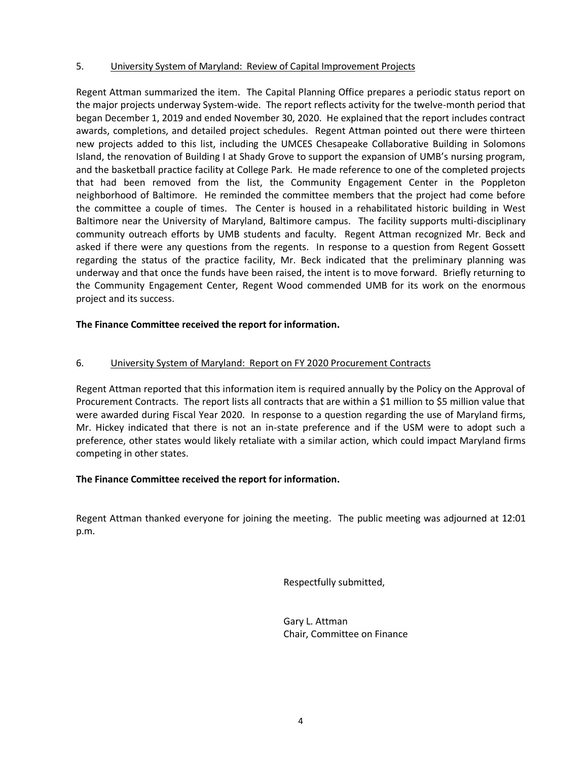5. University System of Maryland: Review of Capital Improvement Projects

Regent Attman summarized the item. The Capital Planning Office prepares a periodic status report on the major projects underway System-wide. The report reflects activity for the twelve-month period that began December 1, 2019 and ended November 30, 2020. He explained that the report includes contract awards, completions, and detailed project schedules. Regent Attman pointed out there were thirteen new projects added to this list, including the UMCES Chesapeake Collaborative Building in Solomons Island, the renovation of Building I at Shady Grove to support the expansion of UMB's nursing program, and the basketball practice facility at College Park. He made reference to one of the completed projects that had been removed from the list, the Community Engagement Center in the Poppleton neighborhood of Baltimore. He reminded the committee members that the project had come before the committee a couple of times. The Center is housed in a rehabilitated historic building in West Baltimore near the University of Maryland, Baltimore campus. The facility supports multi-disciplinary community outreach efforts by UMB students and faculty. Regent Attman recognized Mr. Beck and asked if there were any questions from the regents. In response to a question from Regent Gossett regarding the status of the practice facility, Mr. Beck indicated that the preliminary planning was underway and that once the funds have been raised, the intent is to move forward. Briefly returning to the Community Engagement Center, Regent Wood commended UMB for its work on the enormous project and its success.

**The Finance Committee received the report for information.**

6. University System of Maryland: Report on FY 2020 Procurement Contracts

Regent Attman reported that this information item is required annually by the Policy on the Approval of Procurement Contracts. The report lists all contracts that are within a $1 million to $5 million value that were awarded during Fiscal Year 2020. In response to a question regarding the use of Maryland firms, Mr. Hickey indicated that there is not an in-state preference and if the USM were to adopt such a preference, other states would likely retaliate with a similar action, which could impact Maryland firms competing in other states.

**The Finance Committee received the report for information.**

Regent Attman thanked everyone for joining the meeting. The public meeting was adjourned at 12:01 p.m.

Respectfully submitted,

Gary L. Attman
Chair, Committee on Finance